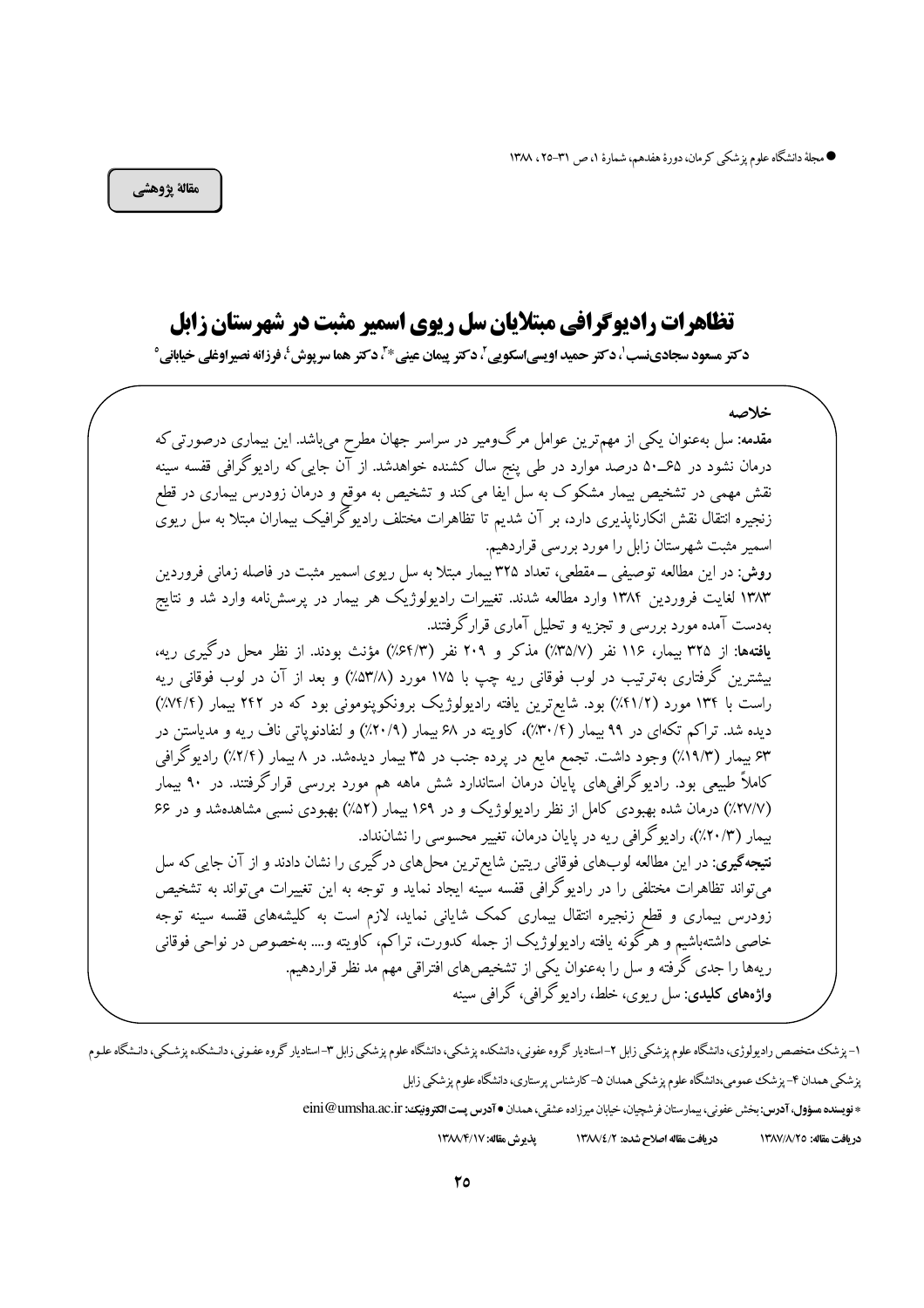مقالهٔ پژوهشی

# تظاهرات رادیوگرافی مبتلایان سل ریوی اسمیر مثبت در شهرستان زابل

**دکتر مسعود سجادی‌نسب[1]، دکتر حمید اویسی‌اسکویی[2]، دکتر پیمان عینی*[3]، دکتر هما سرپوش[4]، فرزانه نصیراوغلی خیابانی[5]**

## خلاصه

**مقدمه:** سل به‌عنوان یکی از مهم‌ترین عوامل مرگ‌ومیر در سراسر جهان مطرح می‌باشد. این بیماری درصورتی‌که درمان نشود در ۶۵ـ۵۰ درصد موارد در طی پنج سال کشنده خواهدشد. از آن جایی‌که رادیوگرافی قفسه سینه نقش مهمی در تشخیص بیمار مشکوک به سل ایفا می‌کند و تشخیص به موقع و درمان زودرس بیماری در قطع زنجیره انتقال نقش انکارناپذیری دارد، بر آن شدیم تا تظاهرات مختلف رادیوگرافیک بیماران مبتلا به سل ریوی اسمیر مثبت شهرستان زابل را مورد بررسی قراردهیم.

**روش:** در این مطالعه توصیفی ـ مقطعی، تعداد ۳۲۵ بیمار مبتلا به سل ریوی اسمیر مثبت در فاصله زمانی فروردین ۱۳۸۳ لغایت فروردین ۱۳۸۴ وارد مطالعه شدند. تغییرات رادیولوژیک هر بیمار در پرسش‌نامه وارد شد و نتایج به‌دست آمده مورد بررسی و تجزیه و تحلیل آماری قرارگرفتند.

**یافته‌ها:** از ۳۲۵ بیمار، ۱۱۶ نفر (۳۵/۷٪) مذکر و ۲۰۹ نفر (۶۴/۳٪) مؤنث بودند. از نظر محل درگیری ریه، بیشترین گرفتاری به‌ترتیب در لوب فوقانی ریه چپ با ۱۷۵ مورد (۵۳/۸٪) و بعد از آن در لوب فوقانی ریه راست با ۱۳۴ مورد (۴۱/۲٪) بود. شایع‌ترین یافته رادیولوژیک برونکوپنومونی بود که در ۲۴۲ بیمار (۷۴/۴٪) دیده شد. تراکم تکه‌ای در ۹۹ بیمار (۳۰/۴٪)، کاویته در ۶۸ بیمار (۲۰/۹٪) و لنفادنوپاتی ناف ریه و مدیاستن در ۶۳ بیمار (۱۹/۳٪) وجود داشت. تجمع مایع در پرده جنب در ۳۵ بیمار دیده‌شد. در ۸ بیمار (۲/۴٪) رادیوگرافی کاملاً طبیعی بود. رادیوگرافی‌های پایان درمان استاندارد شش ماهه هم مورد بررسی قرارگرفتند. در ۹۰ بیمار (۲۷/۷٪) درمان شده بهبودی کامل از نظر رادیولوژیک و در ۱۶۹ بیمار (۵۲٪) بهبودی نسبی مشاهده‌شد و در ۶۶ بیمار (۲۰/۳٪)، رادیوگرافی ریه در پایان درمان، تغییر محسوسی را نشان‌نداد.

**نتیجه‌گیری:** در این مطالعه لوب‌های فوقانی ریتین شایع‌ترین محل‌های درگیری را نشان دادند و از آن جایی‌که سل می‌تواند تظاهرات مختلفی را در رادیوگرافی قفسه سینه ایجاد نماید و توجه به این تغییرات می‌تواند به تشخیص زودرس بیماری و قطع زنجیره انتقال بیماری کمک شایانی نماید، لازم است به کلیشه‌های قفسه سینه توجه خاصی داشته‌باشیم و هرگونه یافته رادیولوژیک از جمله کدورت، تراکم، کاویته و.... به‌خصوص در نواحی فوقانی ریه‌ها را جدی گرفته و سل را به‌عنوان یکی از تشخیص‌های افتراقی مهم مد نظر قراردهیم.

**واژه‌های کلیدی:** سل ریوی، خلط، رادیوگرافی، گرافی سینه

---

۱- پزشک متخصص رادیولوژی، دانشگاه علوم پزشکی زابل ۲- استادیار گروه عفونی، دانشکده پزشکی، دانشگاه علوم پزشکی زابل ۳- استادیار گروه عفونی، دانشکده پزشکی، دانشگاه علوم پزشکی همدان ۴- پزشک عمومی، دانشگاه علوم پزشکی همدان ۵- کارشناس پرستاری، دانشگاه علوم پزشکی زابل

* **نویسنده مسؤول، آدرس:** بخش عفونی، بیمارستان فرشچیان، خیابان میرزاده عشقی، همدان • **آدرس پست الکترونیک:** eini@umsha.ac.ir

**دریافت مقاله:** ۱۳۸۷/۸/۲۵ **دریافت مقاله اصلاح شده:** ۱۳۸۸/۴/۲ **پذیرش مقاله:** ۱۳۸۸/۴/۱۷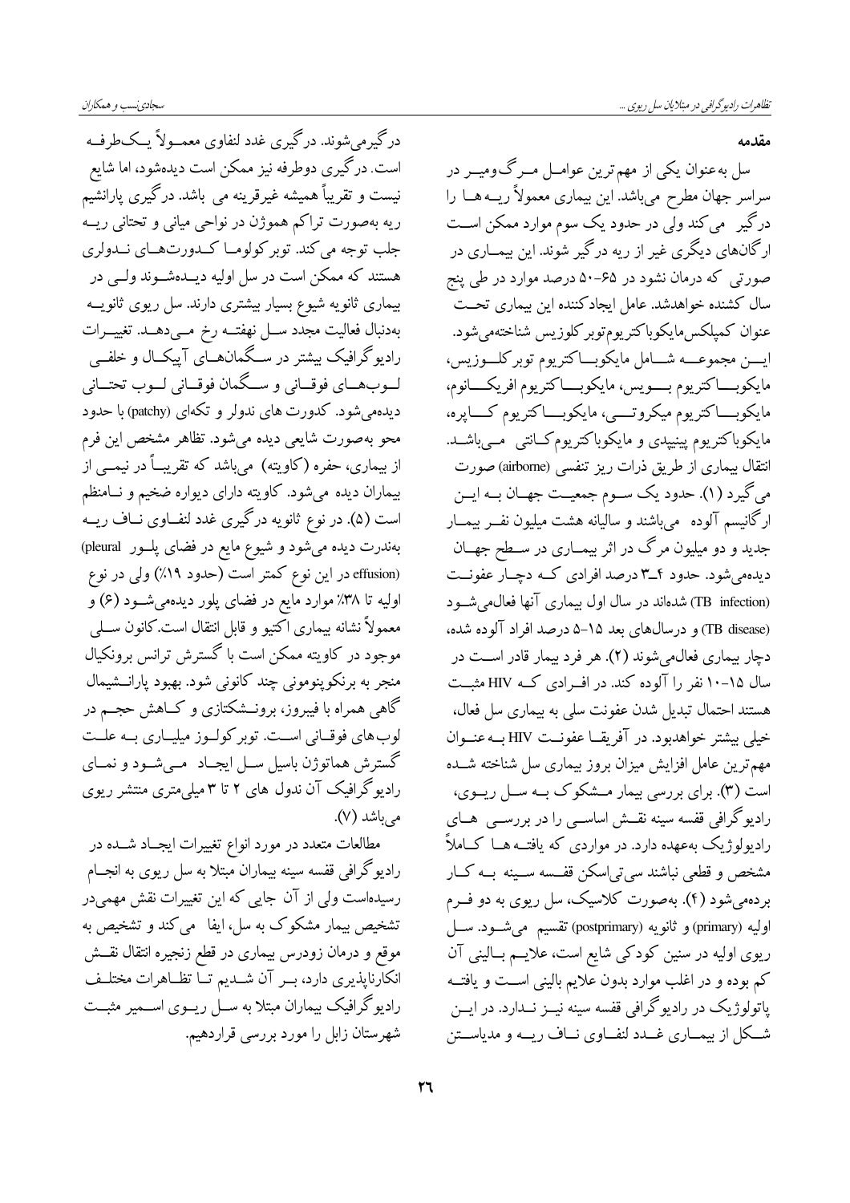## مقدمه

سل به‌عنوان یکی از مهم‌ترین عوامل مرگ‌ومیر در سراسر جهان مطرح می‌باشد. این بیماری معمولاً ریه‌ها را درگیر می‌کند ولی در حدود یک سوم موارد ممکن است ارگان‌های دیگری غیر از ریه درگیر شوند. این بیماری در صورتی که درمان نشود در ۶۵-۵۰ درصد موارد در طی پنج سال کشنده خواهدشد. عامل ایجادکننده این بیماری تحت عنوان کمپلکس‌مایکوباکتریوم‌توبرکلوزیس شناخته‌می‌شود. این مجموعه شامل مایکوباکتریوم توبرکلوزیس، مایکوباکتریوم بوویس، مایکوباکتریوم افریکانوم، مایکوباکتریوم میکروتی، مایکوباکتریوم کاپره، مایکوباکتریوم پینیپدی و مایکوباکتریوم کانتی می‌باشد. انتقال بیماری از طریق ذرات ریز تنفسی (airborne) صورت می‌گیرد (۱). حدود یک سوم جمعیت جهان به این ارگانیسم آلوده می‌باشند و سالیانه هشت میلیون نفر بیمار جدید و دو میلیون مرگ در اثر بیماری در سطح جهان دیده‌می‌شود. حدود ۴ـ۳ درصد افرادی که دچار عفونت (TB infection) شده‌اند در سال اول بیماری آنها فعال‌می‌شود (TB disease) و درسال‌های بعد ۱۵-۵ درصد افراد آلوده شده، دچار بیماری فعال‌می‌شوند (۲). هر فرد بیمار قادر است در سال ۱۵-۱۰ نفر را آلوده کند. در افرادی که HIV مثبت هستند احتمال تبدیل شدن عفونت سلی به بیماری سل فعال، خیلی بیشتر خواهدبود. در آفریقا عفونت HIV به‌عنوان مهم‌ترین عامل افزایش میزان بروز بیماری سل شناخته شده است (۳). برای بررسی بیمار مشکوک به سل ریوی، رادیوگرافی قفسه سینه نقش اساسی را در بررسی های رادیولوژیک به‌عهده دارد. در مواردی که یافته‌ها کاملاً مشخص و قطعی نباشد سی‌تی‌اسکن قفسه سینه به کار برده‌می‌شود (۴). به‌صورت کلاسیک، سل ریوی به دو فرم اولیه (primary) و ثانویه (postprimary) تقسیم می‌شود. سل ریوی اولیه در سنین کودکی شایع است، علایم بالینی آن کم بوده و در اغلب موارد بدون علایم بالینی است و یافته پاتولوژیک در رادیوگرافی قفسه سینه نیز ندارد. در این شکل از بیماری غدد لنفاوی ناف ریه و مدیاستن درگیرمی‌شوند. درگیری غدد لنفاوی معمولاً یک‌طرفه است. درگیری دوطرفه نیز ممکن است دیده‌شود، اما شایع نیست و تقریباً همیشه غیرقرینه می باشد. درگیری پارانشیم ریه به‌صورت تراکم هموژن در نواحی میانی و تحتانی ریه جلب توجه می‌کند. توبرکولوما کدورت‌های ندولری هستند که ممکن است در سل اولیه دیده‌شوند ولی در بیماری ثانویه شیوع بسیار بیشتری دارند. سل ریوی ثانویه به‌دنبال فعالیت مجدد سل نهفته رخ می‌دهد. تغییرات رادیوگرافیک بیشتر در سگمان‌های آپیکال و خلفی لوب‌های فوقانی و سگمان فوقانی لوب تحتانی دیده‌می‌شود. کدورت های ندولر و تکه‌ای (patchy) با حدود محو به‌صورت شایعی دیده می‌شود. تظاهر مشخص این فرم از بیماری، حفره (کاویته) می‌باشد که تقریباً در نیمی از بیماران دیده می‌شود. کاویته دارای دیواره ضخیم و نامنظم است (۵). در نوع ثانویه درگیری غدد لنفاوی ناف ریه به‌ندرت دیده می‌شود و شیوع مایع در فضای پلور (pleural effusion) در این نوع کمتر است (حدود ۱۹٪) ولی در نوع اولیه تا ۳۸٪ موارد مایع در فضای پلور دیده‌می‌شود (۶) و معمولاً نشانه بیماری اکتیو و قابل انتقال است. کانون سلی موجود در کاویته ممکن است با گسترش ترانس برونکیال منجر به برنکوپنومونی چند کانونی شود. بهبود پارانشیمال گاهی همراه با فیبروز، برونشکتازی و کاهش حجم در لوب‌های فوقانی است. توبرکولوز میلیاری به علت گسترش هماتوژن باسیل سل ایجاد می‌شود و نمای رادیوگرافیک آن ندول های ۲ تا ۳ میلی‌متری منتشر ریوی می‌باشد (۷).

مطالعات متعدد در مورد انواع تغییرات ایجاد شده در رادیوگرافی قفسه سینه بیماران مبتلا به سل ریوی به انجام رسیده‌است ولی از آن جایی که این تغییرات نقش مهمی‌در تشخیص بیمار مشکوک به سل، ایفا می‌کند و تشخیص به موقع و درمان زودرس بیماری در قطع زنجیره انتقال نقش انکارناپذیری دارد، بر آن شدیم تا تظاهرات مختلف رادیوگرافیک بیماران مبتلا به سل ریوی اسمیر مثبت شهرستان زابل را مورد بررسی قراردهیم.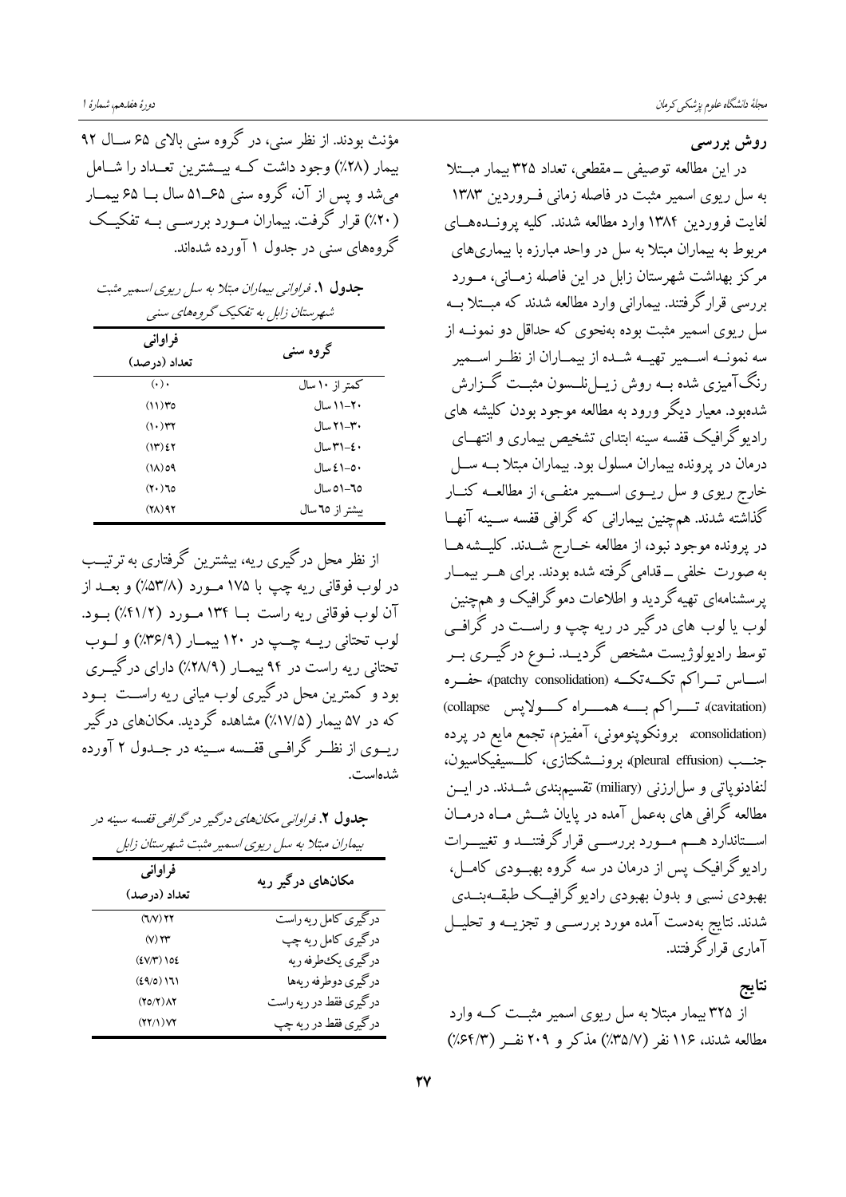## روش بررسی

در این مطالعه توصیفی ـ مقطعی، تعداد ۳۲۵ بیمار مبتلا به سل ریوی اسمیر مثبت در فاصله زمانی فروردین ۱۳۸۳ لغایت فروردین ۱۳۸۴ وارد مطالعه شدند. کلیه پرونده‌های مربوط به بیماران مبتلا به سل در واحد مبارزه با بیماری‌های مرکز بهداشت شهرستان زابل در این فاصله زمانی، مورد بررسی قرار گرفتند. بیمارانی وارد مطالعه شدند که مبتلا به سل ریوی اسمیر مثبت بوده به‌نحوی که حداقل دو نمونه از سه نمونه اسمیر تهیه شده از بیماران از نظر اسمیر رنگ‌آمیزی شده به روش زیل‌نلسون مثبت گزارش شده‌بود. معیار دیگر ورود به مطالعه موجود بودن کلیشه های رادیوگرافیک قفسه سینه ابتدای تشخیص بیماری و انتهای درمان در پرونده بیماران مسلول بود. بیماران مبتلا به سل خارج ریوی و سل ریوی اسمیر منفی، از مطالعه کنار گذاشته شدند. همچنین بیمارانی که گرافی قفسه سینه آنها در پرونده موجود نبود، از مطالعه خارج شدند. کلیشه‌ها به صورت خلفی ـ قدامی گرفته شده بودند. برای هر بیمار پرسشنامه‌ای تهیه گردید و اطلاعات دموگرافیک و همچنین لوب یا لوب های درگیر در ریه چپ و راست در گرافی توسط رادیولوژیست مشخص گردید. نوع درگیری بر اساس تراکم تکه‌تکه (patchy consolidation)، حفره (cavitation)، تراکم به همراه کولاپس (collapse consolidation)، برونکوپنومونی، آمفیزم، تجمع مایع در پرده جنب (pleural effusion)، برونشکتازی، کلسیفیکاسیون، لنفادنوپاتی و سل‌ارزنی (miliary) تقسیم‌بندی شدند. در این مطالعه گرافی های به‌عمل آمده در پایان شش ماه درمان استاندارد هم مورد بررسی قرار گرفتند و تغییرات رادیوگرافیک پس از درمان در سه گروه بهبودی کامل، بهبودی نسبی و بدون بهبودی رادیوگرافیک طبقه‌بندی شدند. نتایج به‌دست آمده مورد بررسی و تجزیه و تحلیل آماری قرار گرفتند.

## نتایج

از ۳۲۵ بیمار مبتلا به سل ریوی اسمیر مثبت که وارد مطالعه شدند، ۱۱۶ نفر (۳۵/۷٪) مذکر و ۲۰۹ نفر (۶۴/۳٪) مؤنث بودند. از نظر سنی، در گروه سنی بالای ۶۵ سال ۹۲ بیمار (۲۸٪) وجود داشت که بیشترین تعداد را شامل می‌شد و پس از آن، گروه سنی ۶۵ـ۵۱ سال با ۶۵ بیمار (۲۰٪) قرار گرفت. بیماران مورد بررسی به تفکیک گروه‌های سنی در جدول ۱ آورده شده‌اند.

*جدول ۱. فراوانی بیماران مبتلا به سل ریوی اسمیر مثبت شهرستان زابل به تفکیک گروه‌های سنی*

| گروه سنی | فراوانی تعداد (درصد) |
|---|---|
| کمتر از ۱۰ سال | (۰)۰ |
| ۲۰-۱۱ سال | (۱۱)۳۵ |
| ۳۰-۲۱ سال | (۱۰)۳۲ |
| ۴۰-۳۱ سال | (۱۳)۴۲ |
| ۵۰-۴۱ سال | (۱۸)۵۹ |
| ۶۵-۵۱ سال | (۲۰)۶۵ |
| بیشتر از ۶۵ سال | (۲۸)۹۲ |

از نظر محل درگیری ریه، بیشترین گرفتاری به ترتیب در لوب فوقانی ریه چپ با ۱۷۵ مورد (۵۳/۸٪) و بعد از آن لوب فوقانی ریه راست با ۱۳۴ مورد (۴۱/۲٪) بود. لوب تحتانی ریه چپ در ۱۲۰ بیمار (۳۶/۹٪) و لوب تحتانی ریه راست در ۹۴ بیمار (۲۸/۹٪) دارای درگیری بود و کمترین محل درگیری لوب میانی ریه راست بود که در ۵۷ بیمار (۱۷/۵٪) مشاهده گردید. مکان‌های درگیر ریوی از نظر گرافی قفسه سینه در جدول ۲ آورده شده‌است.

*جدول ۲. فراوانی مکان‌های درگیر در گرافی قفسه سینه در بیماران مبتلا به سل ریوی اسمیر مثبت شهرستان زابل*

| مکان‌های درگیر ریه | فراوانی تعداد (درصد) |
|---|---|
| درگیری کامل ریه راست | (۶/۷) ۲۲ |
| درگیری کامل ریه چپ | (۷) ۲۳ |
| درگیری یک‌طرفه ریه | (۴۷/۳) ۱۵۴ |
| درگیری دوطرفه ریه‌ها | (۴۹/۵) ۱۶۱ |
| درگیری فقط در ریه راست | (۲۵/۲) ۸۲ |
| درگیری فقط در ریه چپ | (۲۲/۱) ۷۲ |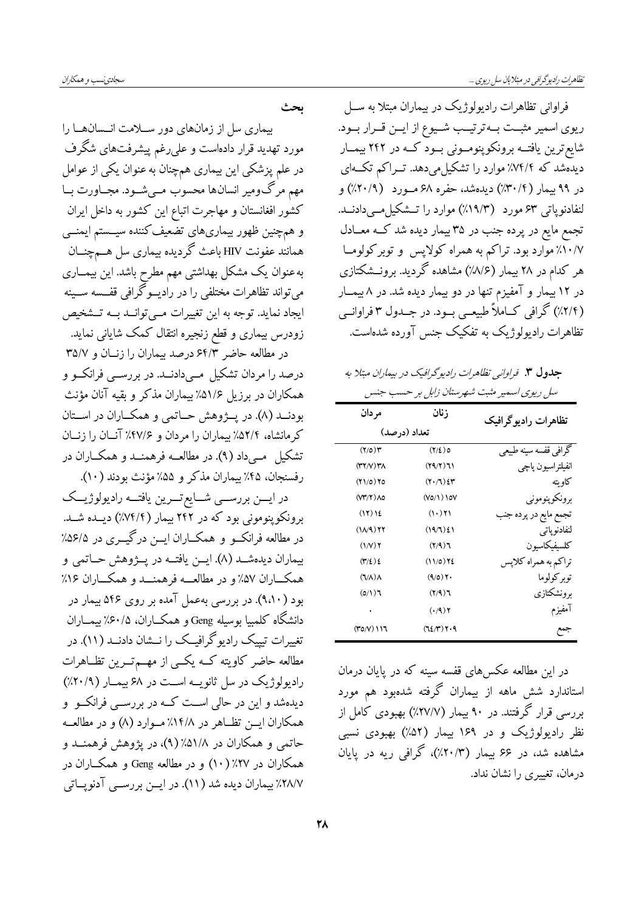فراوانی تظاهرات رادیولوژیک در بیماران مبتلا به سل ریوی اسمیر مثبت به‌ترتیب شیوع از این قرار بود. شایع‌ترین یافته برونکوپنومونی بود که در ۲۴۲ بیمار دیده‌شد که ۷۴/۴٪ موارد را تشکیل می‌دهد. تراکم تکه‌ای در ۹۹ بیمار (۳۰/۴٪) دیده‌شد، حفره ۶۸ مورد (۲۰/۹٪) و لنفادنوپاتی ۶۳ مورد (۱۹/۳٪) موارد را تشکیل می‌دادند. تجمع مایع در پرده جنب در ۳۵ بیمار دیده شد که معادل ۱۰/۷٪ موارد بود. تراکم به همراه کولاپس و توبرکولوما هر کدام در ۲۸ بیمار (۸/۶٪) مشاهده گردید. برونشکتازی در ۱۲ بیمار و آمفیزم تنها در دو بیمار دیده شد. در ۸ بیمار (۲/۴٪) گرافی کاملاً طبیعی بود. در جدول ۳ فراوانی تظاهرات رادیولوژیک به تفکیک جنس آورده شده‌است.

**جدول ۳.** *فراوانی تظاهرات رادیوگرافیک در بیماران مبتلا به سل ریوی اسمیر مثبت شهرستان زابل بر حسب جنس*

| تظاهرات رادیوگرافیک | زنان | مردان |
|---|---|---|
| | تعداد (درصد) | |
| گرافی قفسه سینه طبیعی | ۵ (۲/٤) | ۳ (۲/۵) |
| انفیلتراسیون پاچی | ٦١ (۲۹/۲) | ۳۸ (۳۲/۷) |
| کاویته | ٤۳ (۲۰/٦) | ۲۵ (۲۱/۵) |
| برونکوپنومونی | ۱۵۷ (۷۵/۱) | ۸۵ (۷۳/۲) |
| تجمع مایع در پرده جنب | ۲۱ (۱۰) | ۱٤ (۱۲) |
| لنفادنوپاتی | ٤۱ (۱۹/٦) | ۲۲ (۱۸/۹) |
| کلسیفیکاسیون | ٦ (۲/۹) | ۲ (۱/۷) |
| تراکم به همراه کلاپس | ۲٤ (۱۱/۵) | ٤ (۳/٤) |
| توبرکولوما | ۲۰ (۹/۵) | ۸ (٦/۸) |
| برونشکتازی | ٦ (۲/۹) | ٦ (۵/۱) |
| آمفیزم | ۲ (۰/۹) | ۰ |
| جمع | ۲۰۹ (٦٤/۳) | ۱۱٦ (۳۵/۷) |

در این مطالعه عکس‌های قفسه سینه که در پایان درمان استاندارد شش ماهه از بیماران گرفته شده‌بود هم مورد بررسی قرار گرفتند. در ۹۰ بیمار (۲۷/۷٪) بهبودی کامل از نظر رادیولوژیک و در ۱۶۹ بیمار (۵۲٪) بهبودی نسبی مشاهده شد، در ۶۶ بیمار (۲۰/۳٪)، گرافی ریه در پایان درمان، تغییری را نشان نداد.

## بحث

بیماری سل از زمان‌های دور سلامت انسان‌ها را مورد تهدید قرار داده‌است و علی‌رغم پیشرفت‌های شگرف در علم پزشکی این بیماری همچنان به عنوان یکی از عوامل مهم مرگ‌ومیر انسان‌ها محسوب می‌شود. مجاورت با کشور افغانستان و مهاجرت اتباع این کشور به داخل ایران و همچنین ظهور بیماری‌های تضعیف‌کننده سیستم ایمنی همانند عفونت HIV باعث گردیده بیماری سل هم‌چنان به‌عنوان یک مشکل بهداشتی مهم مطرح باشد. این بیماری می‌تواند تظاهرات مختلفی را در رادیوگرافی قفسه سینه ایجاد نماید. توجه به این تغییرات می‌تواند به تشخیص زودرس بیماری و قطع زنجیره انتقال کمک شایانی نماید.

در مطالعه حاضر ۶۴/۳ درصد بیماران را زنان و ۳۵/۷ درصد را مردان تشکیل می‌دادند. در بررسی فرانکو و همکاران در برزیل ۵۱/۶٪ بیماران مذکر و بقیه آنان مؤنث بودند (۸). در پژوهش حاتمی و همکاران در استان کرمانشاه، ۵۲/۴٪ بیماران را مردان و ۴۷/۶٪ آنان را زنان تشکیل می‌داد (۹). در مطالعه فرهمند و همکاران در رفسنجان، ۴۵٪ بیماران مذکر و ۵۵٪ مؤنث بودند (۱۰).

در این بررسی شایع‌ترین یافته رادیولوژیک برونکوپنومونی بود که در ۲۴۲ بیمار (۷۴/۴٪) دیده شد. در مطالعه فرانکو و همکاران این درگیری در ۵۶/۵٪ بیماران دیده‌شد (۸). این یافته در پژوهش حاتمی و همکاران ۵۷٪ و در مطالعه فرهمند و همکاران ۱۶٪ بود (۹،۱۰). در بررسی به‌عمل آمده بر روی ۵۴۶ بیمار در دانشگاه کلمبیا بوسیله Geng و همکاران، ۶۰/۵٪ بیماران تغییرات تیپیک رادیوگرافیک را نشان دادند (۱۱). در مطالعه حاضر کاویته که یکی از مهم‌ترین تظاهرات رادیولوژیک در سل ثانویه است در ۶۸ بیمار (۲۰/۹٪) دیده‌شد و این در حالی است که در بررسی فرانکو و همکاران این تظاهر در ۱۴/۸٪ موارد (۸) و در مطالعه حاتمی و همکاران در ۵۱/۸٪ (۹)، در پژوهش فرهمند و همکاران در ۲۷٪ (۱۰) و در مطالعه Geng و همکاران در ۲۸/۷٪ بیماران دیده شد (۱۱). در این بررسی آدنوپاتی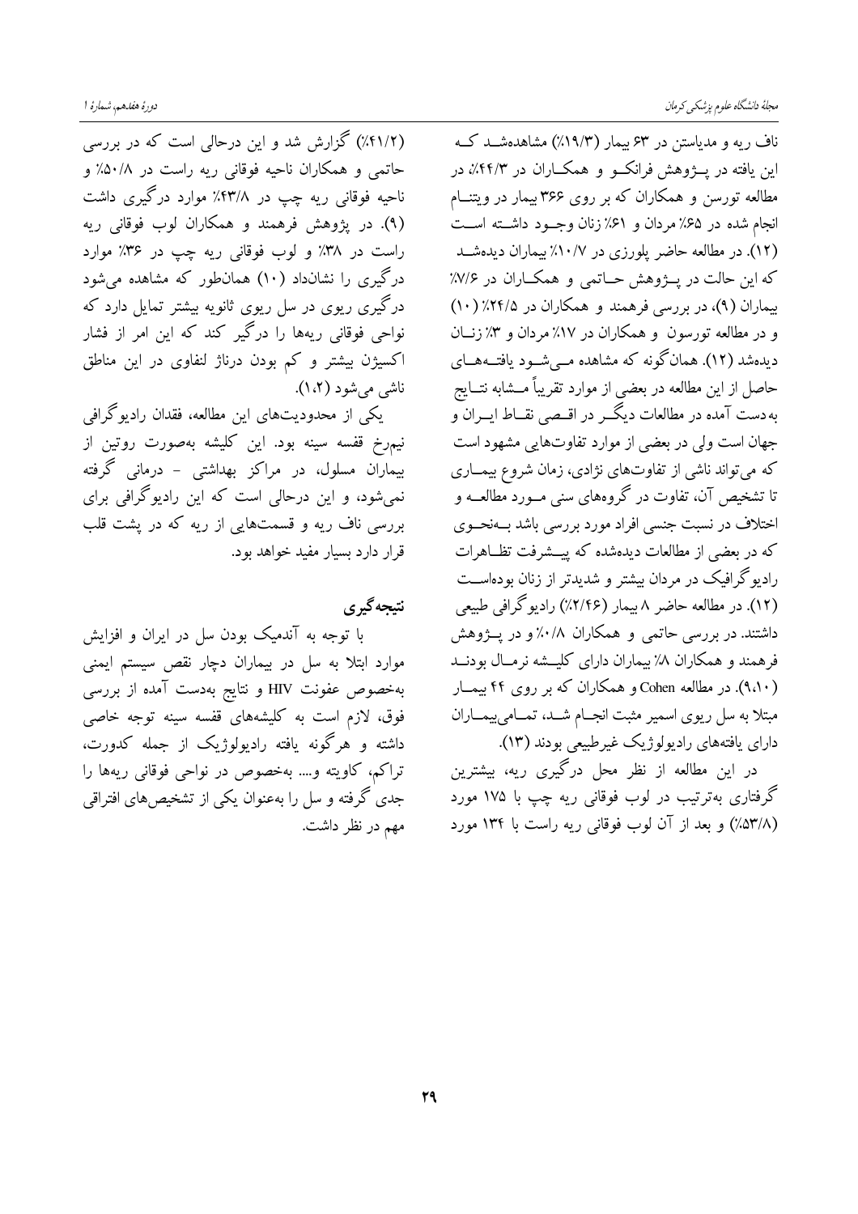ناف ریه و مدیاستن در ۶۳ بیمار (۱۹/۳٪) مشاهده‌شد که این یافته در پژوهش فرانکو و همکاران در ۴۴/۳٪، در مطالعه تورسن و همکاران که بر روی ۳۶۶ بیمار در ویتنام انجام شده در ۶۵٪ مردان و ۶۱٪ زنان وجود داشته است (۱۲). در مطالعه حاضر پلورزی در ۱۰/۷٪ بیماران دیده‌شد که این حالت در پژوهش حاتمی و همکاران در ۷/۶٪ بیماران (۹)، در بررسی فرهمند و همکاران در ۲۴/۵٪ (۱۰) و در مطالعه تورسون و همکاران در ۱۷٪ مردان و ۳٪ زنان دیده‌شد (۱۲). همان‌گونه که مشاهده می‌شود یافته‌های حاصل از این مطالعه در بعضی از موارد تقریباً مشابه نتایج به‌دست آمده در مطالعات دیگر در اقصی نقاط ایران و جهان است ولی در بعضی از موارد تفاوت‌هایی مشهود است که می‌تواند ناشی از تفاوت‌های نژادی، زمان شروع بیماری تا تشخیص آن، تفاوت در گروه‌های سنی مورد مطالعه و اختلاف در نسبت جنسی افراد مورد بررسی باشد به‌نحوی که در بعضی از مطالعات دیده‌شده که پیشرفت تظاهرات رادیوگرافیک در مردان بیشتر و شدیدتر از زنان بوده‌است (۱۲). در مطالعه حاضر ۸ بیمار (۲/۴۶٪) رادیوگرافی طبیعی داشتند. در بررسی حاتمی و همکاران ۰/۸٪ و در پژوهش فرهمند و همکاران ۸٪ بیماران دارای کلیشه نرمال بودند (۹،۱۰). در مطالعه Cohen و همکاران که بر روی ۴۴ بیمار مبتلا به سل ریوی اسمیر مثبت انجام شد، تمامی‌بیماران دارای یافته‌های رادیولوژیک غیرطبیعی بودند (۱۳).

در این مطالعه از نظر محل درگیری ریه، بیشترین گرفتاری به‌ترتیب در لوب فوقانی ریه چپ با ۱۷۵ مورد (۵۳/۸٪) و بعد از آن لوب فوقانی ریه راست با ۱۳۴ مورد (۴۱/۲٪) گزارش شد و این درحالی است که در بررسی حاتمی و همکاران ناحیه فوقانی ریه راست در ۵۰/۸٪ و ناحیه فوقانی ریه چپ در ۴۳/۸٪ موارد درگیری داشت (۹). در پژوهش فرهمند و همکاران لوب فوقانی ریه راست در ۳۸٪ و لوب فوقانی ریه چپ در ۳۶٪ موارد درگیری را نشان‌داد (۱۰) همان‌طور که مشاهده می‌شود درگیری ریوی در سل ریوی ثانویه بیشتر تمایل دارد که نواحی فوقانی ریه‌ها را درگیر کند که این امر از فشار اکسیژن بیشتر و کم بودن درناژ لنفاوی در این مناطق ناشی می‌شود (۱،۲).

یکی از محدودیت‌های این مطالعه، فقدان رادیوگرافی نیم‌رخ قفسه سینه بود. این کلیشه به‌صورت روتین از بیماران مسلول، در مراکز بهداشتی - درمانی گرفته نمی‌شود، و این درحالی است که این رادیوگرافی برای بررسی ناف ریه و قسمت‌هایی از ریه که در پشت قلب قرار دارد بسیار مفید خواهد بود.

## نتیجه‌گیری

با توجه به آندمیک بودن سل در ایران و افزایش موارد ابتلا به سل در بیماران دچار نقص سیستم ایمنی به‌خصوص عفونت HIV و نتایج به‌دست آمده از بررسی فوق، لازم است به کلیشه‌های قفسه سینه توجه خاصی داشته و هرگونه یافته رادیولوژیک از جمله کدورت، تراکم، کاویته و.... به‌خصوص در نواحی فوقانی ریه‌ها را جدی گرفته و سل را به‌عنوان یکی از تشخیص‌های افتراقی مهم در نظر داشت.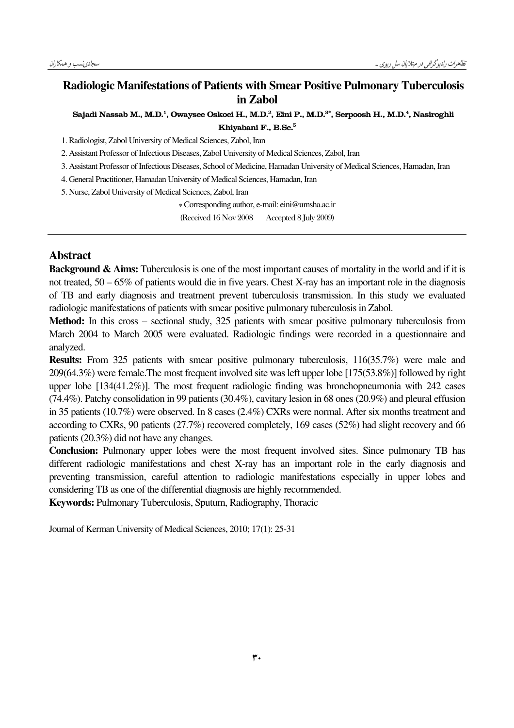# Radiologic Manifestations of Patients with Smear Positive Pulmonary Tuberculosis in Zabol

**Sajadi Nassab M., M.D.[1], Owaysee Oskoei H., M.D.[2], Eini P., M.D.[3*], Serpoosh H., M.D.[4], Nasiroghli Khiyabani F., B.Sc.[5]**

1. Radiologist, Zabol University of Medical Sciences, Zabol, Iran
2. Assistant Professor of Infectious Diseases, Zabol University of Medical Sciences, Zabol, Iran
3. Assistant Professor of Infectious Diseases, School of Medicine, Hamadan University of Medical Sciences, Hamadan, Iran
4. General Practitioner, Hamadan University of Medical Sciences, Hamadan, Iran
5. Nurse, Zabol University of Medical Sciences, Zabol, Iran

\* Corresponding author, e-mail: eini@umsha.ac.ir

(Received 16 Nov 2008 Accepted 8 July 2009)

## Abstract

**Background & Aims:** Tuberculosis is one of the most important causes of mortality in the world and if it is not treated, 50 – 65% of patients would die in five years. Chest X-ray has an important role in the diagnosis of TB and early diagnosis and treatment prevent tuberculosis transmission. In this study we evaluated radiologic manifestations of patients with smear positive pulmonary tuberculosis in Zabol.

**Method:** In this cross – sectional study, 325 patients with smear positive pulmonary tuberculosis from March 2004 to March 2005 were evaluated. Radiologic findings were recorded in a questionnaire and analyzed.

**Results:** From 325 patients with smear positive pulmonary tuberculosis, 116(35.7%) were male and 209(64.3%) were female.The most frequent involved site was left upper lobe [175(53.8%)] followed by right upper lobe [134(41.2%)]. The most frequent radiologic finding was bronchopneumonia with 242 cases (74.4%). Patchy consolidation in 99 patients (30.4%), cavitary lesion in 68 ones (20.9%) and pleural effusion in 35 patients (10.7%) were observed. In 8 cases (2.4%) CXRs were normal. After six months treatment and according to CXRs, 90 patients (27.7%) recovered completely, 169 cases (52%) had slight recovery and 66 patients (20.3%) did not have any changes.

**Conclusion:** Pulmonary upper lobes were the most frequent involved sites. Since pulmonary TB has different radiologic manifestations and chest X-ray has an important role in the early diagnosis and preventing transmission, careful attention to radiologic manifestations especially in upper lobes and considering TB as one of the differential diagnosis are highly recommended.

**Keywords:** Pulmonary Tuberculosis, Sputum, Radiography, Thoracic

Journal of Kerman University of Medical Sciences, 2010; 17(1): 25-31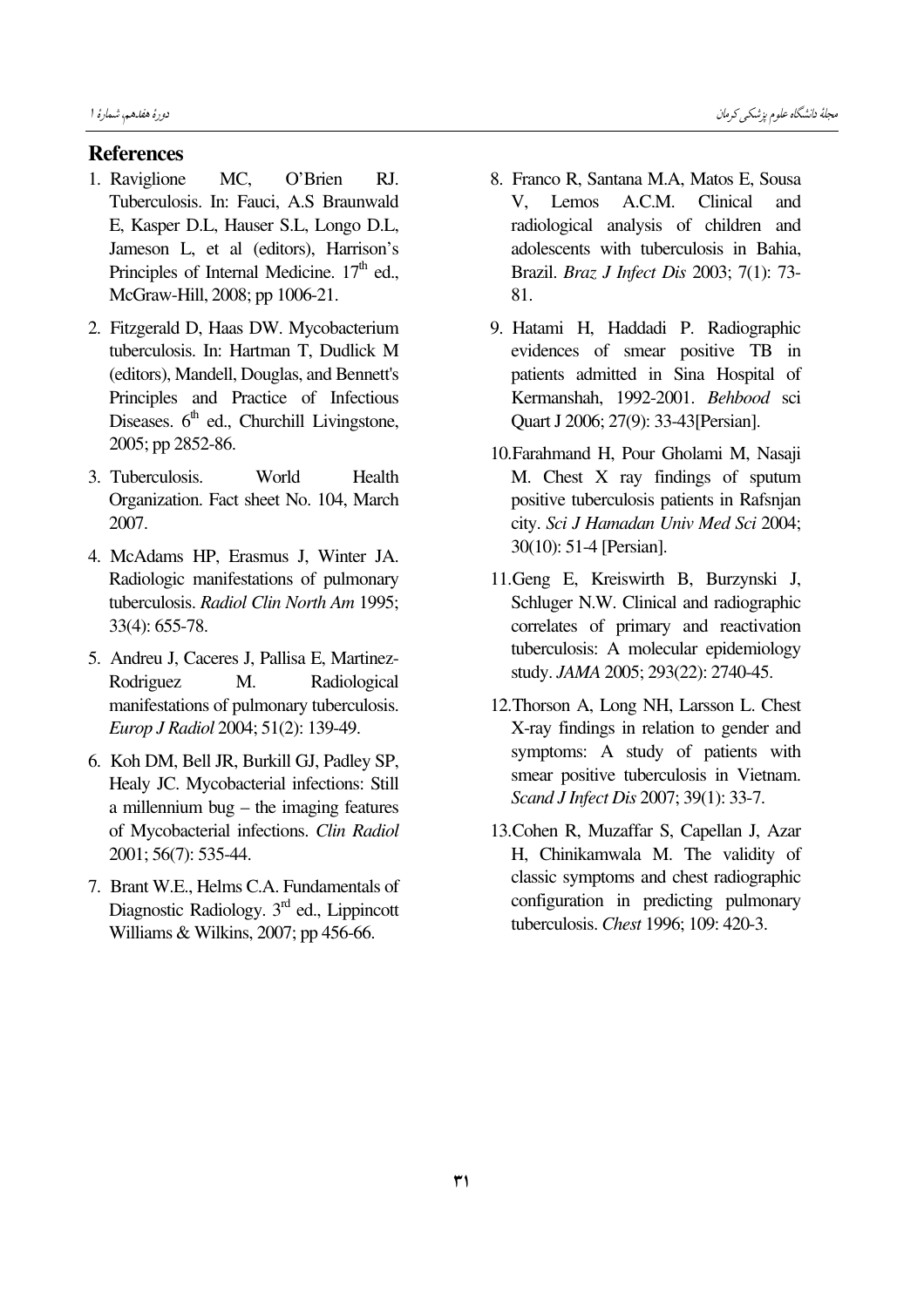## References

1. Raviglione MC, O'Brien RJ. Tuberculosis. In: Fauci, A.S Braunwald E, Kasper D.L, Hauser S.L, Longo D.L, Jameson L, et al (editors), Harrison's Principles of Internal Medicine. 17th ed., McGraw-Hill, 2008; pp 1006-21.
2. Fitzgerald D, Haas DW. Mycobacterium tuberculosis. In: Hartman T, Dudlick M (editors), Mandell, Douglas, and Bennett's Principles and Practice of Infectious Diseases. 6th ed., Churchill Livingstone, 2005; pp 2852-86.
3. Tuberculosis. World Health Organization. Fact sheet No. 104, March 2007.
4. McAdams HP, Erasmus J, Winter JA. Radiologic manifestations of pulmonary tuberculosis. *Radiol Clin North Am* 1995; 33(4): 655-78.
5. Andreu J, Caceres J, Pallisa E, Martinez-Rodriguez M. Radiological manifestations of pulmonary tuberculosis. *Europ J Radiol* 2004; 51(2): 139-49.
6. Koh DM, Bell JR, Burkill GJ, Padley SP, Healy JC. Mycobacterial infections: Still a millennium bug – the imaging features of Mycobacterial infections. *Clin Radiol* 2001; 56(7): 535-44.
7. Brant W.E., Helms C.A. Fundamentals of Diagnostic Radiology. 3rd ed., Lippincott Williams & Wilkins, 2007; pp 456-66.
8. Franco R, Santana M.A, Matos E, Sousa V, Lemos A.C.M. Clinical and radiological analysis of children and adolescents with tuberculosis in Bahia, Brazil. *Braz J Infect Dis* 2003; 7(1): 73-81.
9. Hatami H, Haddadi P. Radiographic evidences of smear positive TB in patients admitted in Sina Hospital of Kermanshah, 1992-2001. *Behbood* sci Quart J 2006; 27(9): 33-43[Persian].
10. Farahmand H, Pour Gholami M, Nasaji M. Chest X ray findings of sputum positive tuberculosis patients in Rafsnjan city. *Sci J Hamadan Univ Med Sci* 2004; 30(10): 51-4 [Persian].
11. Geng E, Kreiswirth B, Burzynski J, Schluger N.W. Clinical and radiographic correlates of primary and reactivation tuberculosis: A molecular epidemiology study. *JAMA* 2005; 293(22): 2740-45.
12. Thorson A, Long NH, Larsson L. Chest X-ray findings in relation to gender and symptoms: A study of patients with smear positive tuberculosis in Vietnam. *Scand J Infect Dis* 2007; 39(1): 33-7.
13. Cohen R, Muzaffar S, Capellan J, Azar H, Chinikamwala M. The validity of classic symptoms and chest radiographic configuration in predicting pulmonary tuberculosis. *Chest* 1996; 109: 420-3.